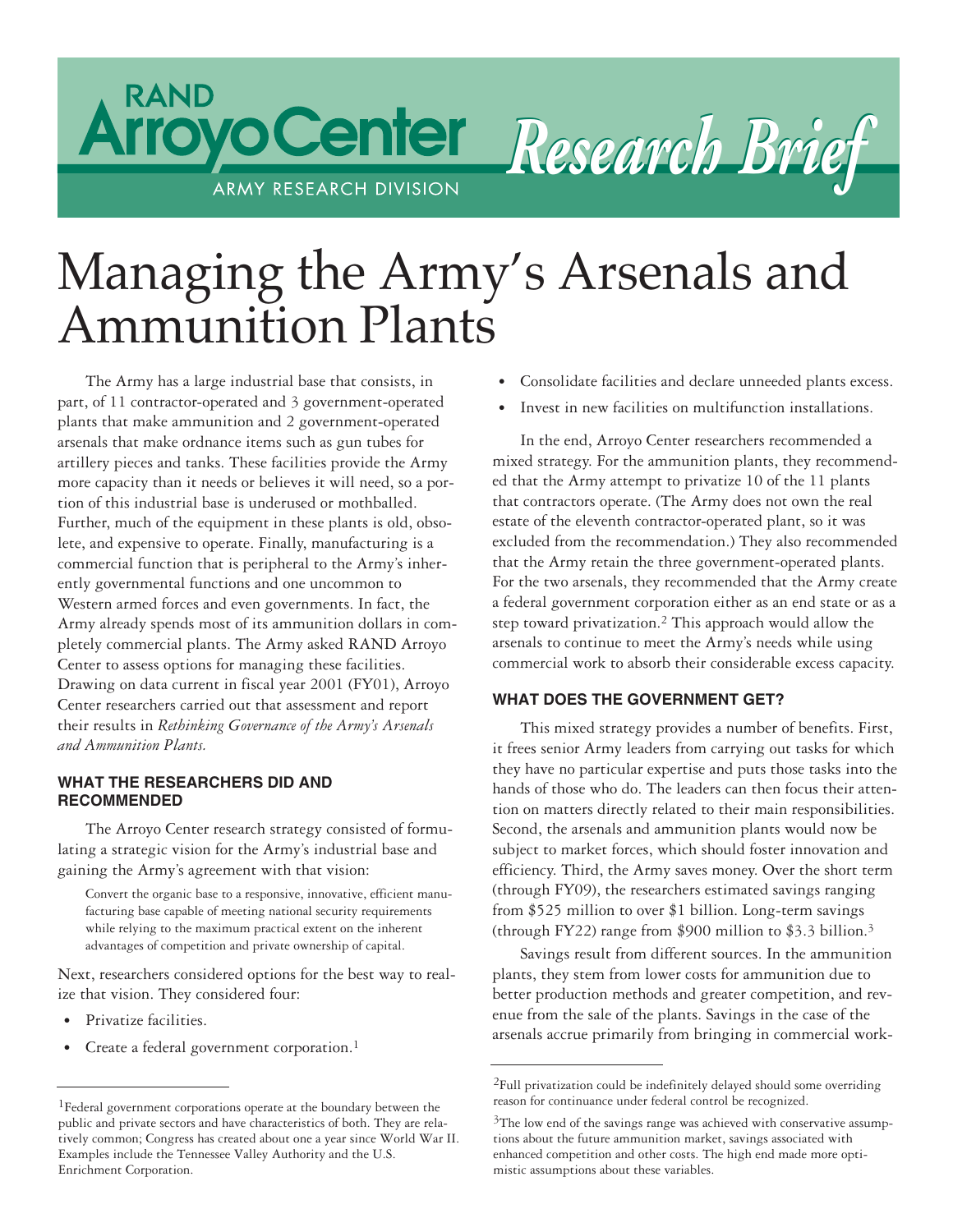RAND Arroyo Center

ARMY RESEARCH DIVISION

Research Brief

# Managing the Army's Arsenals and Ammunition Plants

The Army has a large industrial base that consists, in part, of 11 contractor-operated and 3 government-operated plants that make ammunition and 2 government-operated arsenals that make ordnance items such as gun tubes for artillery pieces and tanks. These facilities provide the Army more capacity than it needs or believes it will need, so a portion of this industrial base is underused or mothballed. Further, much of the equipment in these plants is old, obsolete, and expensive to operate. Finally, manufacturing is a commercial function that is peripheral to the Army's inherently governmental functions and one uncommon to Western armed forces and even governments. In fact, the Army already spends most of its ammunition dollars in completely commercial plants. The Army asked RAND Arroyo Center to assess options for managing these facilities. Drawing on data current in fiscal year 2001 (FY01), Arroyo Center researchers carried out that assessment and report their results in *Rethinking Governance of the Army's Arsenals and Ammunition Plants.*

## WHAT THE RESEARCHERS DID AND RECOMMENDED

The Arroyo Center research strategy consisted of formulating a strategic vision for the Army's industrial base and gaining the Army's agreement with that vision:

> Convert the organic base to a responsive, innovative, efficient manufacturing base capable of meeting national security requirements while relying to the maximum practical extent on the inherent advantages of competition and private ownership of capital.

Next, researchers considered options for the best way to realize that vision. They considered four:

- Privatize facilities.
- Create a federal government corporation.[1]
- Consolidate facilities and declare unneeded plants excess.
- Invest in new facilities on multifunction installations.

In the end, Arroyo Center researchers recommended a mixed strategy. For the ammunition plants, they recommended that the Army attempt to privatize 10 of the 11 plants that contractors operate. (The Army does not own the real estate of the eleventh contractor-operated plant, so it was excluded from the recommendation.) They also recommended that the Army retain the three government-operated plants. For the two arsenals, they recommended that the Army create a federal government corporation either as an end state or as a step toward privatization.[2] This approach would allow the arsenals to continue to meet the Army's needs while using commercial work to absorb their considerable excess capacity.

## WHAT DOES THE GOVERNMENT GET?

This mixed strategy provides a number of benefits. First, it frees senior Army leaders from carrying out tasks for which they have no particular expertise and puts those tasks into the hands of those who do. The leaders can then focus their attention on matters directly related to their main responsibilities. Second, the arsenals and ammunition plants would now be subject to market forces, which should foster innovation and efficiency. Third, the Army saves money. Over the short term (through FY09), the researchers estimated savings ranging from $525 million to over $1 billion. Long-term savings (through FY22) range from $900 million to $3.3 billion.[3]

Savings result from different sources. In the ammunition plants, they stem from lower costs for ammunition due to better production methods and greater competition, and revenue from the sale of the plants. Savings in the case of the arsenals accrue primarily from bringing in commercial work-

[1]Federal government corporations operate at the boundary between the public and private sectors and have characteristics of both. They are relatively common; Congress has created about one a year since World War II. Examples include the Tennessee Valley Authority and the U.S. Enrichment Corporation.

[2]Full privatization could be indefinitely delayed should some overriding reason for continuance under federal control be recognized.

[3]The low end of the savings range was achieved with conservative assumptions about the future ammunition market, savings associated with enhanced competition and other costs. The high end made more optimistic assumptions about these variables.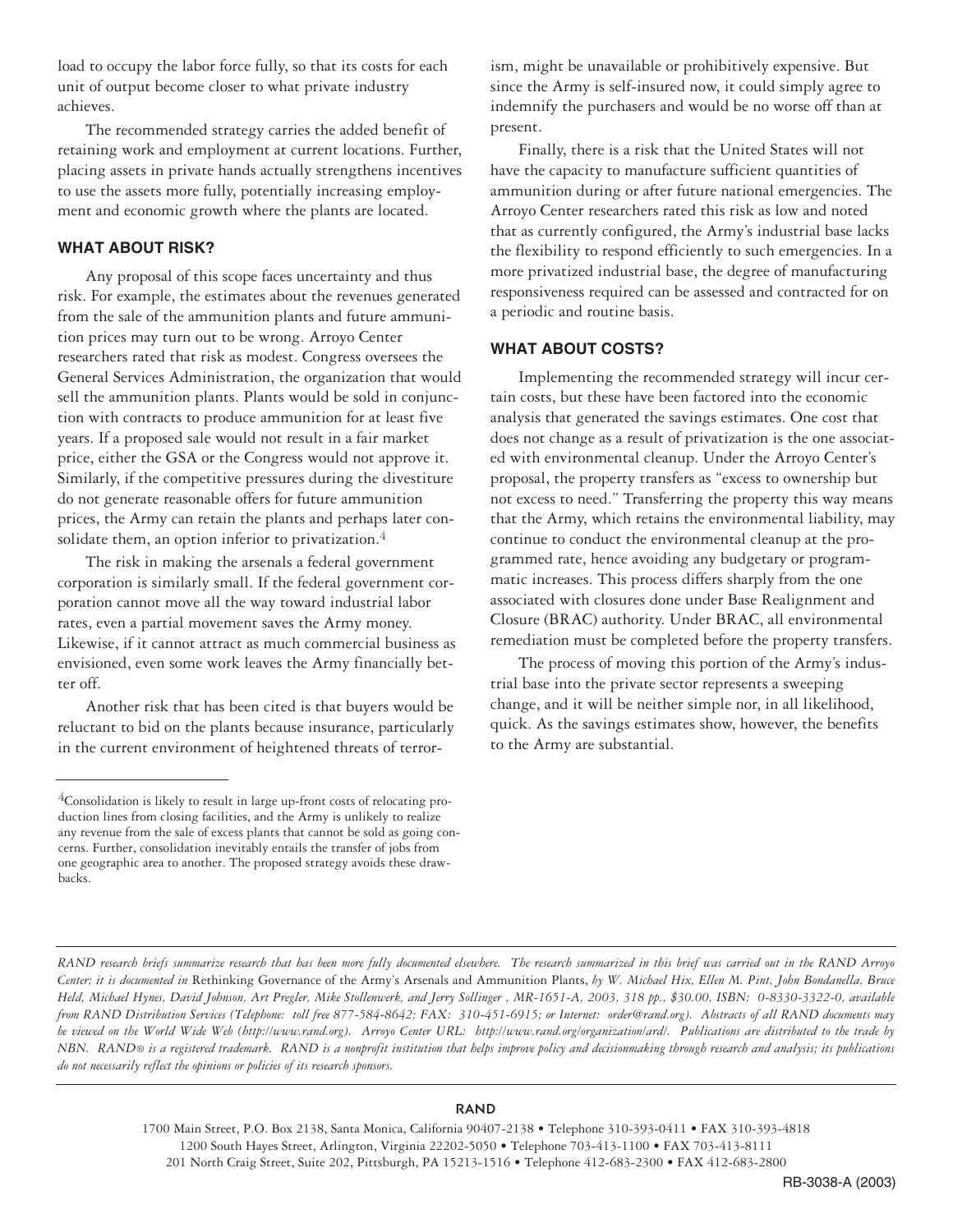load to occupy the labor force fully, so that its costs for each unit of output become closer to what private industry achieves.

The recommended strategy carries the added benefit of retaining work and employment at current locations. Further, placing assets in private hands actually strengthens incentives to use the assets more fully, potentially increasing employment and economic growth where the plants are located.

## WHAT ABOUT RISK?

Any proposal of this scope faces uncertainty and thus risk. For example, the estimates about the revenues generated from the sale of the ammunition plants and future ammunition prices may turn out to be wrong. Arroyo Center researchers rated that risk as modest. Congress oversees the General Services Administration, the organization that would sell the ammunition plants. Plants would be sold in conjunction with contracts to produce ammunition for at least five years. If a proposed sale would not result in a fair market price, either the GSA or the Congress would not approve it. Similarly, if the competitive pressures during the divestiture do not generate reasonable offers for future ammunition prices, the Army can retain the plants and perhaps later consolidate them, an option inferior to privatization.[4]

The risk in making the arsenals a federal government corporation is similarly small. If the federal government corporation cannot move all the way toward industrial labor rates, even a partial movement saves the Army money. Likewise, if it cannot attract as much commercial business as envisioned, even some work leaves the Army financially better off.

Another risk that has been cited is that buyers would be reluctant to bid on the plants because insurance, particularly in the current environment of heightened threats of terrorism, might be unavailable or prohibitively expensive. But since the Army is self-insured now, it could simply agree to indemnify the purchasers and would be no worse off than at present.

Finally, there is a risk that the United States will not have the capacity to manufacture sufficient quantities of ammunition during or after future national emergencies. The Arroyo Center researchers rated this risk as low and noted that as currently configured, the Army's industrial base lacks the flexibility to respond efficiently to such emergencies. In a more privatized industrial base, the degree of manufacturing responsiveness required can be assessed and contracted for on a periodic and routine basis.

## WHAT ABOUT COSTS?

Implementing the recommended strategy will incur certain costs, but these have been factored into the economic analysis that generated the savings estimates. One cost that does not change as a result of privatization is the one associated with environmental cleanup. Under the Arroyo Center's proposal, the property transfers as "excess to ownership but not excess to need." Transferring the property this way means that the Army, which retains the environmental liability, may continue to conduct the environmental cleanup at the programmed rate, hence avoiding any budgetary or programmatic increases. This process differs sharply from the one associated with closures done under Base Realignment and Closure (BRAC) authority. Under BRAC, all environmental remediation must be completed before the property transfers.

The process of moving this portion of the Army's industrial base into the private sector represents a sweeping change, and it will be neither simple nor, in all likelihood, quick. As the savings estimates show, however, the benefits to the Army are substantial.

---

[4]Consolidation is likely to result in large up-front costs of relocating production lines from closing facilities, and the Army is unlikely to realize any revenue from the sale of excess plants that cannot be sold as going concerns. Further, consolidation inevitably entails the transfer of jobs from one geographic area to another. The proposed strategy avoids these drawbacks.

---

*RAND research briefs summarize research that has been more fully documented elsewhere. The research summarized in this brief was carried out in the RAND Arroyo Center; it is documented in* Rethinking Governance of the Army's Arsenals and Ammunition Plants, *by W. Michael Hix, Ellen M. Pint, John Bondanella, Bruce Held, Michael Hynes, David Johnson, Art Pregler, Mike Stollenwerk, and Jerry Sollinger , MR-1651-A, 2003, 318 pp., $30.00, ISBN: 0-8330-3322-0, available from RAND Distribution Services (Telephone: toll free 877-584-8642; FAX: 310-451-6915; or Internet: order@rand.org). Abstracts of all RAND documents may be viewed on the World Wide Web (http://www.rand.org). Arroyo Center URL: http://www.rand.org/organization/ard/. Publications are distributed to the trade by NBN. RAND® is a registered trademark. RAND is a nonprofit institution that helps improve policy and decisionmaking through research and analysis; its publications do not necessarily reflect the opinions or policies of its research sponsors.*

**RAND**

1700 Main Street, P.O. Box 2138, Santa Monica, California 90407-2138 • Telephone 310-393-0411 • FAX 310-393-4818
1200 South Hayes Street, Arlington, Virginia 22202-5050 • Telephone 703-413-1100 • FAX 703-413-8111
201 North Craig Street, Suite 202, Pittsburgh, PA 15213-1516 • Telephone 412-683-2300 • FAX 412-683-2800

RB-3038-A (2003)